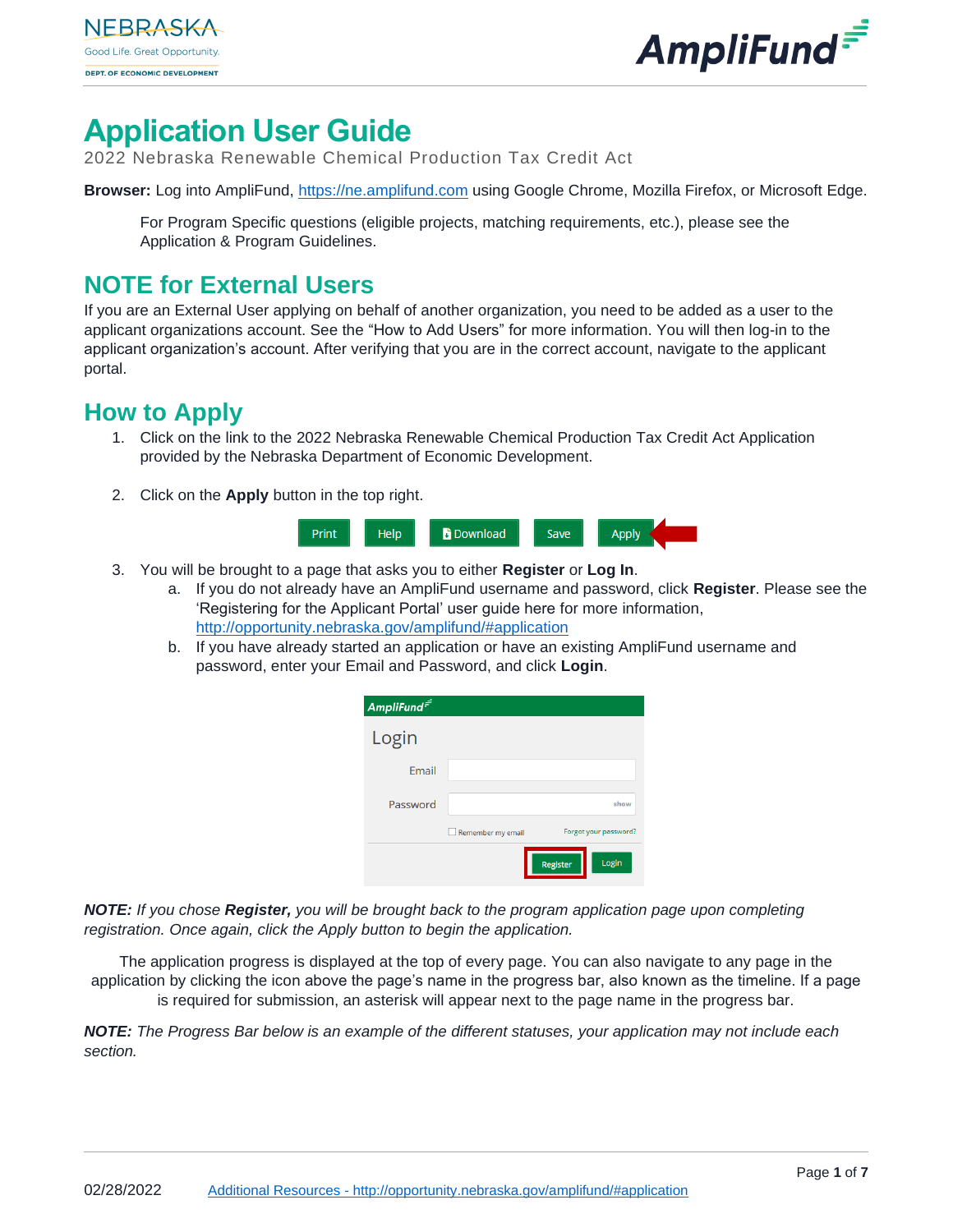# Application User Guide

2022 Nebraska Renewable Chemical Production Tax Credit Act

**Browser:** Log into AmpliFund, https://ne.amplifund.com using Google Chrome, Mozilla Firefox, or Microsoft Edge.

For Program Specific questions (eligible projects, matching requirements, etc.), please see the Application & Program Guidelines.

## NOTE for External Users

If you are an External User applying on behalf of another organization, you need to be added as a user to the applicant organizations account. See the "How to Add Users" for more information. You will then log-in to the applicant organization's account. After verifying that you are in the correct account, navigate to the applicant portal.

## How to Apply

1. Click on the link to the 2022 Nebraska Renewable Chemical Production Tax Credit Act Application provided by the Nebraska Department of Economic Development.

2. Click on the **Apply** button in the top right.

3. You will be brought to a page that asks you to either **Register** or **Log In**.
   a. If you do not already have an AmpliFund username and password, click **Register**. Please see the 'Registering for the Applicant Portal' user guide here for more information, http://opportunity.nebraska.gov/amplifund/#application
   b. If you have already started an application or have an existing AmpliFund username and password, enter your Email and Password, and click **Login**.

***NOTE:*** *If you chose* ***Register,*** *you will be brought back to the program application page upon completing registration. Once again, click the Apply button to begin the application.*

The application progress is displayed at the top of every page. You can also navigate to any page in the application by clicking the icon above the page's name in the progress bar, also known as the timeline. If a page is required for submission, an asterisk will appear next to the page name in the progress bar.

***NOTE:*** *The Progress Bar below is an example of the different statuses, your application may not include each section.*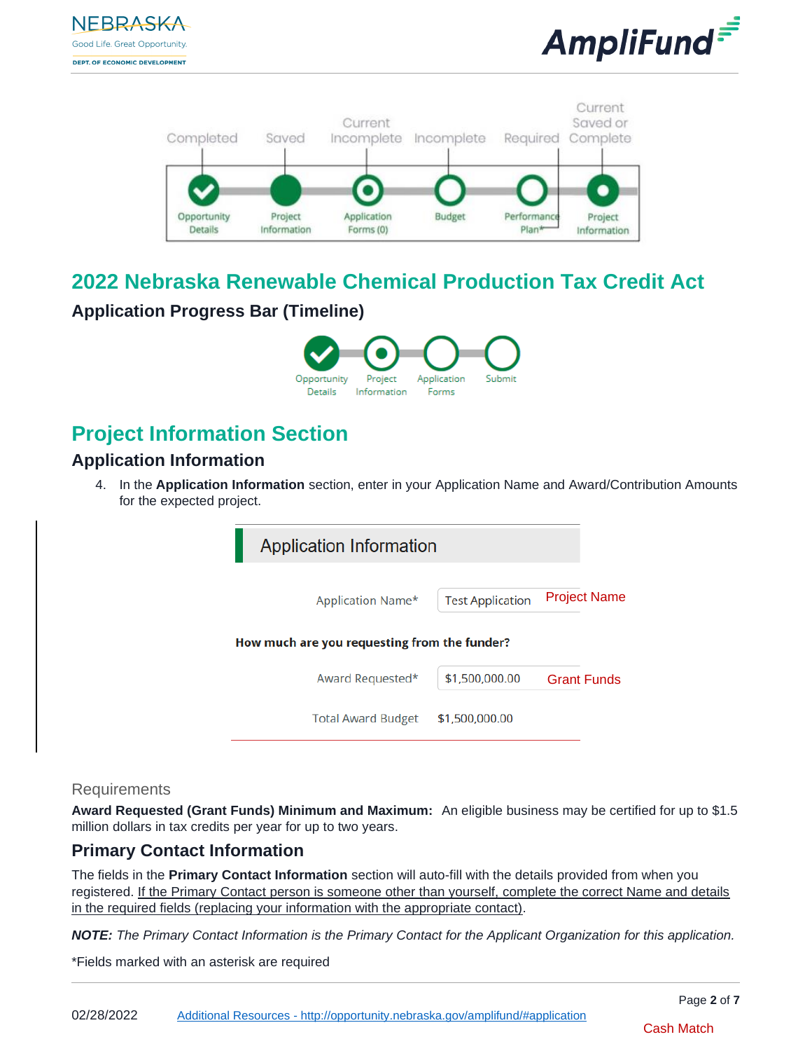## 2022 Nebraska Renewable Chemical Production Tax Credit Act

### Application Progress Bar (Timeline)

## Project Information Section

### Application Information

4. In the **Application Information** section, enter in your Application Name and Award/Contribution Amounts for the expected project.

Application Information

Application Name* Test Application Project Name

**How much are you requesting from the funder?**

Award Requested* $1,500,000.00 Grant Funds

Total Award Budget $1,500,000.00

Requirements

**Award Requested (Grant Funds) Minimum and Maximum:** An eligible business may be certified for up to $1.5 million dollars in tax credits per year for up to two years.

### Primary Contact Information

The fields in the **Primary Contact Information** section will auto-fill with the details provided from when you registered. If the Primary Contact person is someone other than yourself, complete the correct Name and details in the required fields (replacing your information with the appropriate contact).

***NOTE:*** *The Primary Contact Information is the Primary Contact for the Applicant Organization for this application.*

*Fields marked with an asterisk are required

02/28/2022 [Additional Resources - http://opportunity.nebraska.gov/amplifund/#application](http://opportunity.nebraska.gov/amplifund/#application)

Cash Match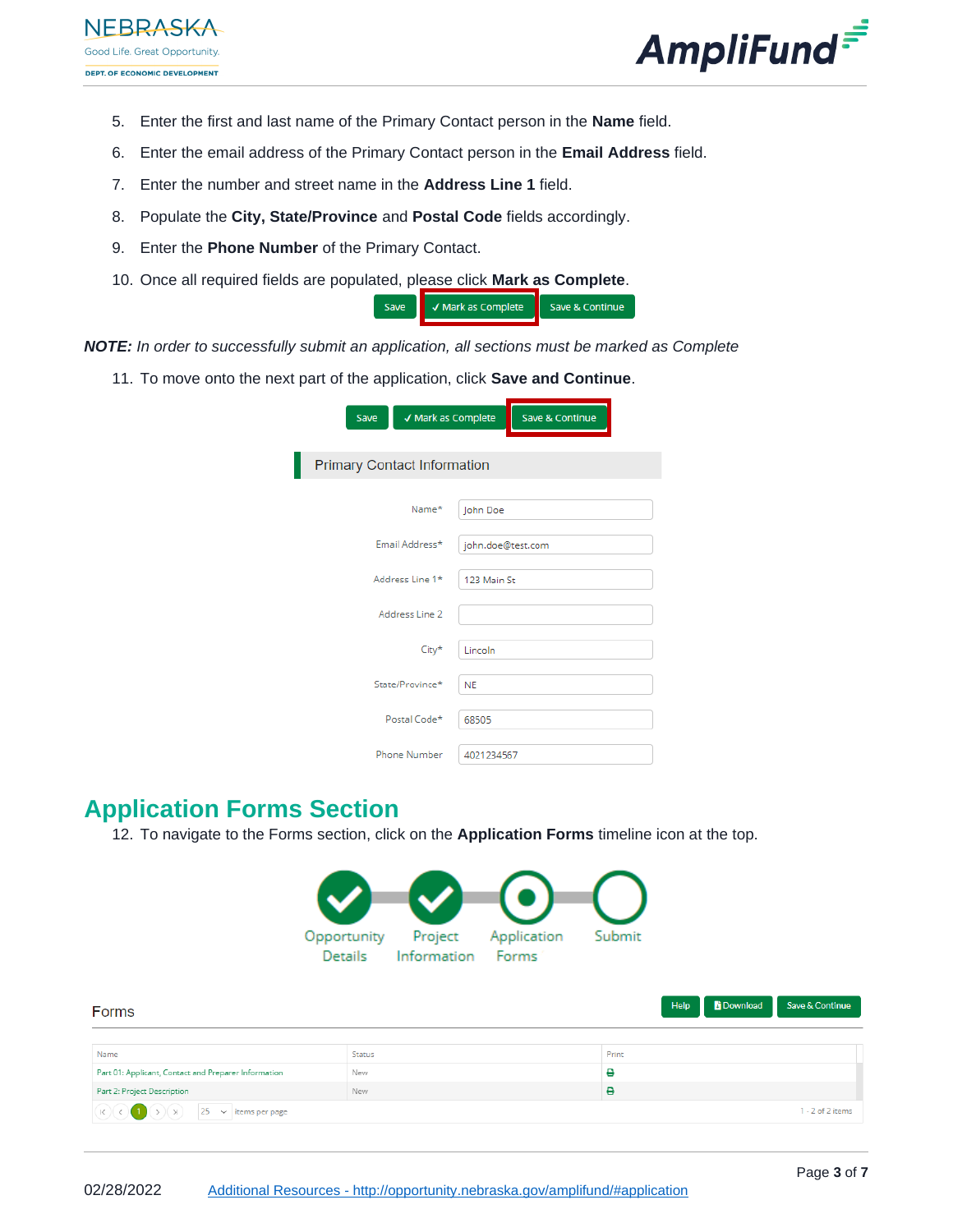5. Enter the first and last name of the Primary Contact person in the **Name** field.
6. Enter the email address of the Primary Contact person in the **Email Address** field.
7. Enter the number and street name in the **Address Line 1** field.
8. Populate the **City, State/Province** and **Postal Code** fields accordingly.
9. Enter the **Phone Number** of the Primary Contact.
10. Once all required fields are populated, please click **Mark as Complete**.

Save | ✓ Mark as Complete | Save & Continue

***NOTE:*** *In order to successfully submit an application, all sections must be marked as Complete*

11. To move onto the next part of the application, click **Save and Continue**.

Save | ✓ Mark as Complete | Save & Continue

Primary Contact Information

| Field | Value |
|---|---|
| Name* | John Doe |
| Email Address* | john.doe@test.com |
| Address Line 1* | 123 Main St |
| Address Line 2 | |
| City* | Lincoln |
| State/Province* | NE |
| Postal Code* | 68505 |
| Phone Number | 4021234567 |

## Application Forms Section

12. To navigate to the Forms section, click on the **Application Forms** timeline icon at the top.

Opportunity Details — Project Information — Application Forms — Submit

Forms

Help | Download | Save & Continue

| Name | Status | Print |
|---|---|---|
| Part 01: Applicant, Contact and Preparer Information | New | |
| Part 2: Project Description | New | |

25 items per page — 1 - 2 of 2 items

02/28/2022 [Additional Resources - http://opportunity.nebraska.gov/amplifund/#application](http://opportunity.nebraska.gov/amplifund/#application)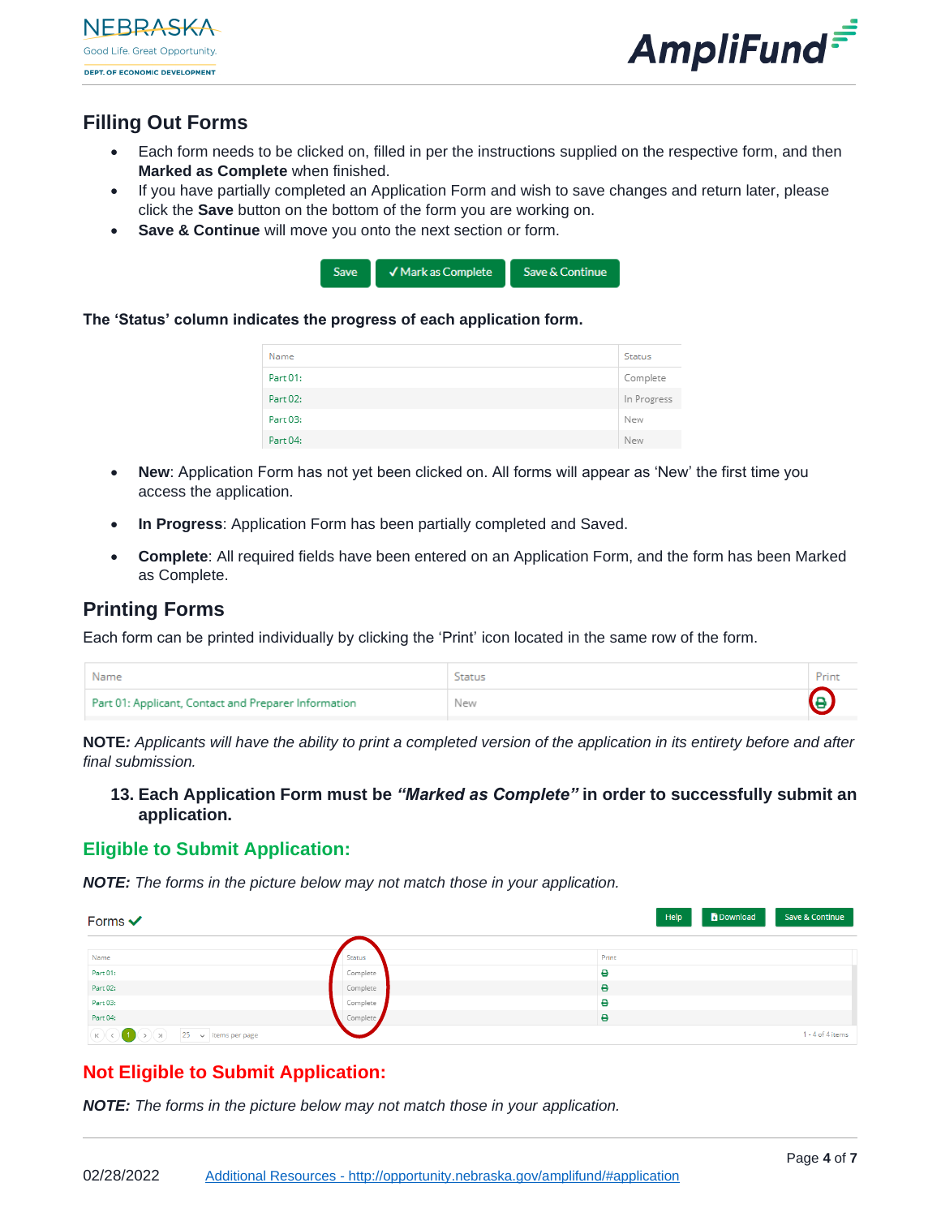## Filling Out Forms

- Each form needs to be clicked on, filled in per the instructions supplied on the respective form, and then **Marked as Complete** when finished.
- If you have partially completed an Application Form and wish to save changes and return later, please click the **Save** button on the bottom of the form you are working on.
- **Save & Continue** will move you onto the next section or form.

Save | ✓ Mark as Complete | Save & Continue

**The 'Status' column indicates the progress of each application form.**

| Name | Status |
|---|---|
| Part 01: | Complete |
| Part 02: | In Progress |
| Part 03: | New |
| Part 04: | New |

- **New**: Application Form has not yet been clicked on. All forms will appear as 'New' the first time you access the application.
- **In Progress**: Application Form has been partially completed and Saved.
- **Complete**: All required fields have been entered on an Application Form, and the form has been Marked as Complete.

## Printing Forms

Each form can be printed individually by clicking the 'Print' icon located in the same row of the form.

| Name | Status | Print |
|---|---|---|
| Part 01: Applicant, Contact and Preparer Information | New | 🖶 |

**NOTE***: Applicants will have the ability to print a completed version of the application in its entirety before and after final submission.*

13. **Each Application Form must be *"Marked as Complete"* in order to successfully submit an application.**

### Eligible to Submit Application:

***NOTE:*** *The forms in the picture below may not match those in your application.*

Forms ✓ — Help | Download | Save & Continue

| Name | Status | Print |
|---|---|---|
| Part 01: | Complete | 🖶 |
| Part 02: | Complete | 🖶 |
| Part 03: | Complete | 🖶 |
| Part 04: | Complete | 🖶 |

25 items per page — 1 - 4 of 4 items

### Not Eligible to Submit Application:

***NOTE:*** *The forms in the picture below may not match those in your application.*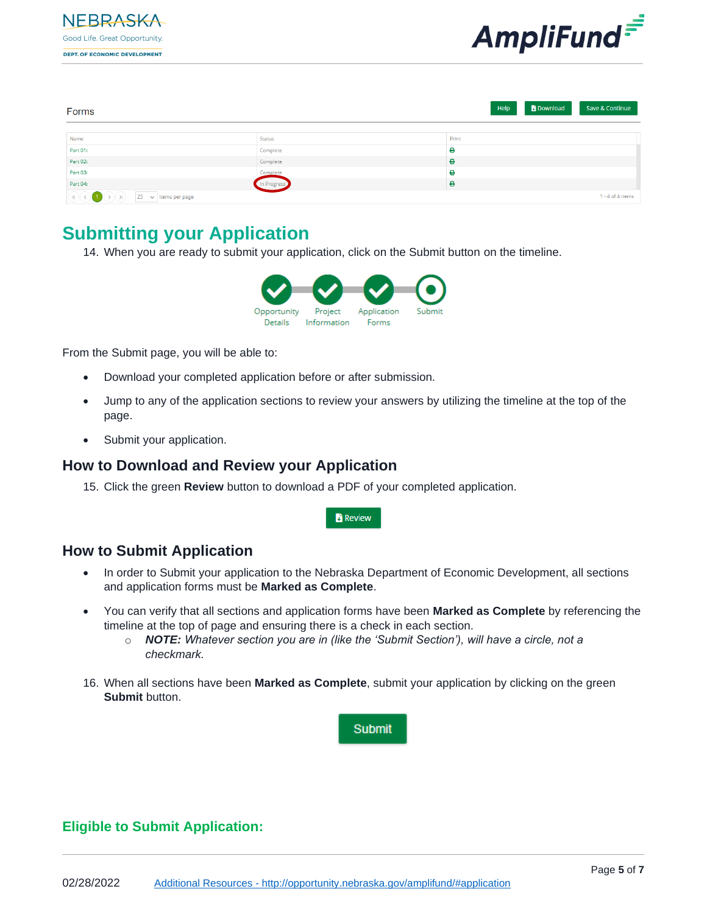| Name | Status | Print |
|---|---|---|
| Part 01: | Complete | |
| Part 02: | Complete | |
| Part 03: | Complete | |
| Part 04: | In Progress | |

## Submitting your Application

14. When you are ready to submit your application, click on the Submit button on the timeline.

From the Submit page, you will be able to:

- Download your completed application before or after submission.
- Jump to any of the application sections to review your answers by utilizing the timeline at the top of the page.
- Submit your application.

### How to Download and Review your Application

15. Click the green **Review** button to download a PDF of your completed application.

### How to Submit Application

- In order to Submit your application to the Nebraska Department of Economic Development, all sections and application forms must be **Marked as Complete**.
- You can verify that all sections and application forms have been **Marked as Complete** by referencing the timeline at the top of page and ensuring there is a check in each section.
  - ***NOTE:*** *Whatever section you are in (like the 'Submit Section'), will have a circle, not a checkmark.*

16. When all sections have been **Marked as Complete**, submit your application by clicking on the green **Submit** button.

## Eligible to Submit Application: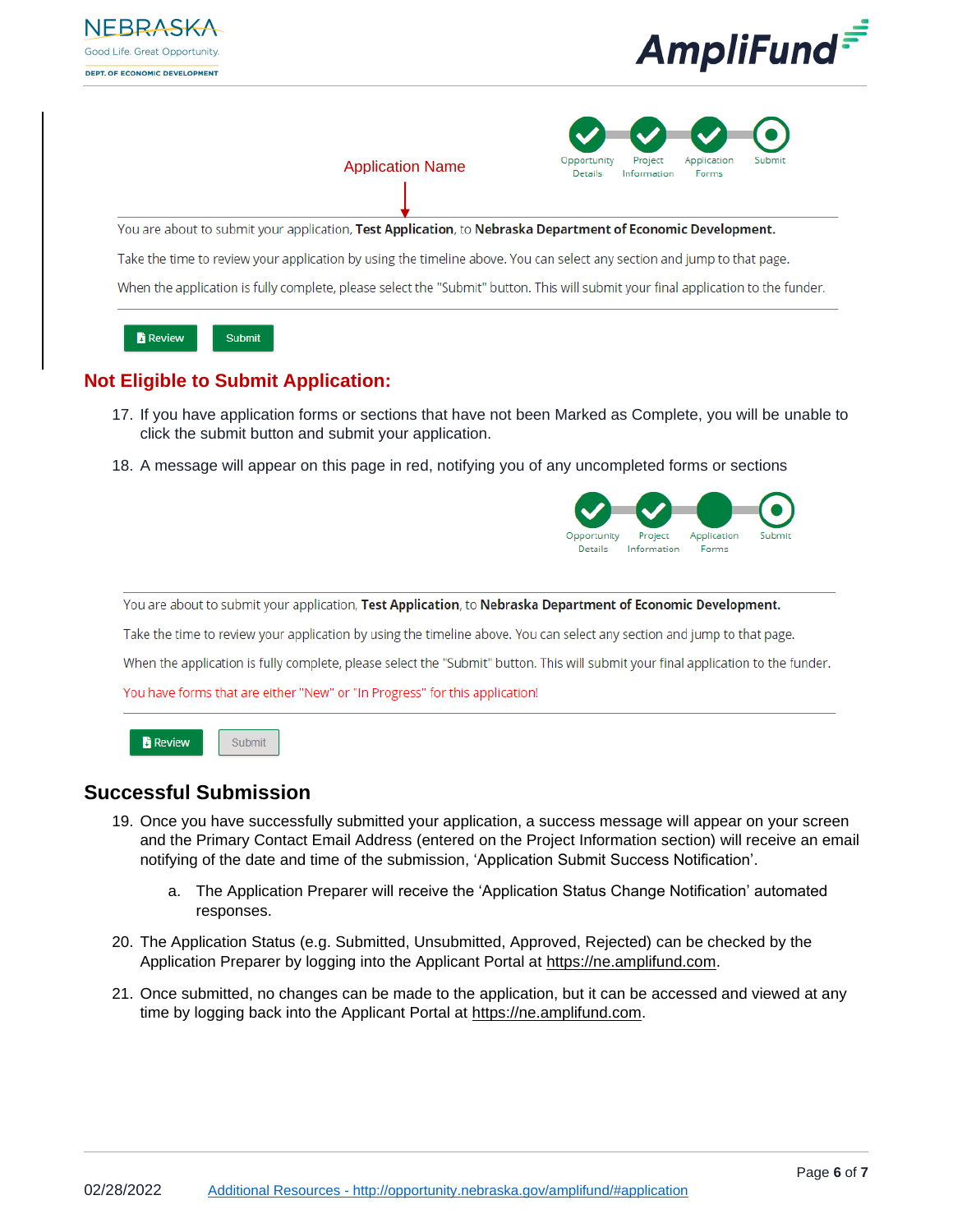Application Name

Opportunity Details | Project Information | Application Forms | Submit

You are about to submit your application, **Test Application**, to **Nebraska Department of Economic Development.**

Take the time to review your application by using the timeline above. You can select any section and jump to that page.

When the application is fully complete, please select the "Submit" button. This will submit your final application to the funder.

Review | Submit

## Not Eligible to Submit Application:

17. If you have application forms or sections that have not been Marked as Complete, you will be unable to click the submit button and submit your application.
18. A message will appear on this page in red, notifying you of any uncompleted forms or sections

Opportunity Details | Project Information | Application Forms | Submit

You are about to submit your application, **Test Application**, to **Nebraska Department of Economic Development.**

Take the time to review your application by using the timeline above. You can select any section and jump to that page.

When the application is fully complete, please select the "Submit" button. This will submit your final application to the funder.

You have forms that are either "New" or "In Progress" for this application!

Review | Submit

## Successful Submission

19. Once you have successfully submitted your application, a success message will appear on your screen and the Primary Contact Email Address (entered on the Project Information section) will receive an email notifying of the date and time of the submission, 'Application Submit Success Notification'.
    a. The Application Preparer will receive the 'Application Status Change Notification' automated responses.
20. The Application Status (e.g. Submitted, Unsubmitted, Approved, Rejected) can be checked by the Application Preparer by logging into the Applicant Portal at https://ne.amplifund.com.
21. Once submitted, no changes can be made to the application, but it can be accessed and viewed at any time by logging back into the Applicant Portal at https://ne.amplifund.com.

02/28/2022 Additional Resources - http://opportunity.nebraska.gov/amplifund/#application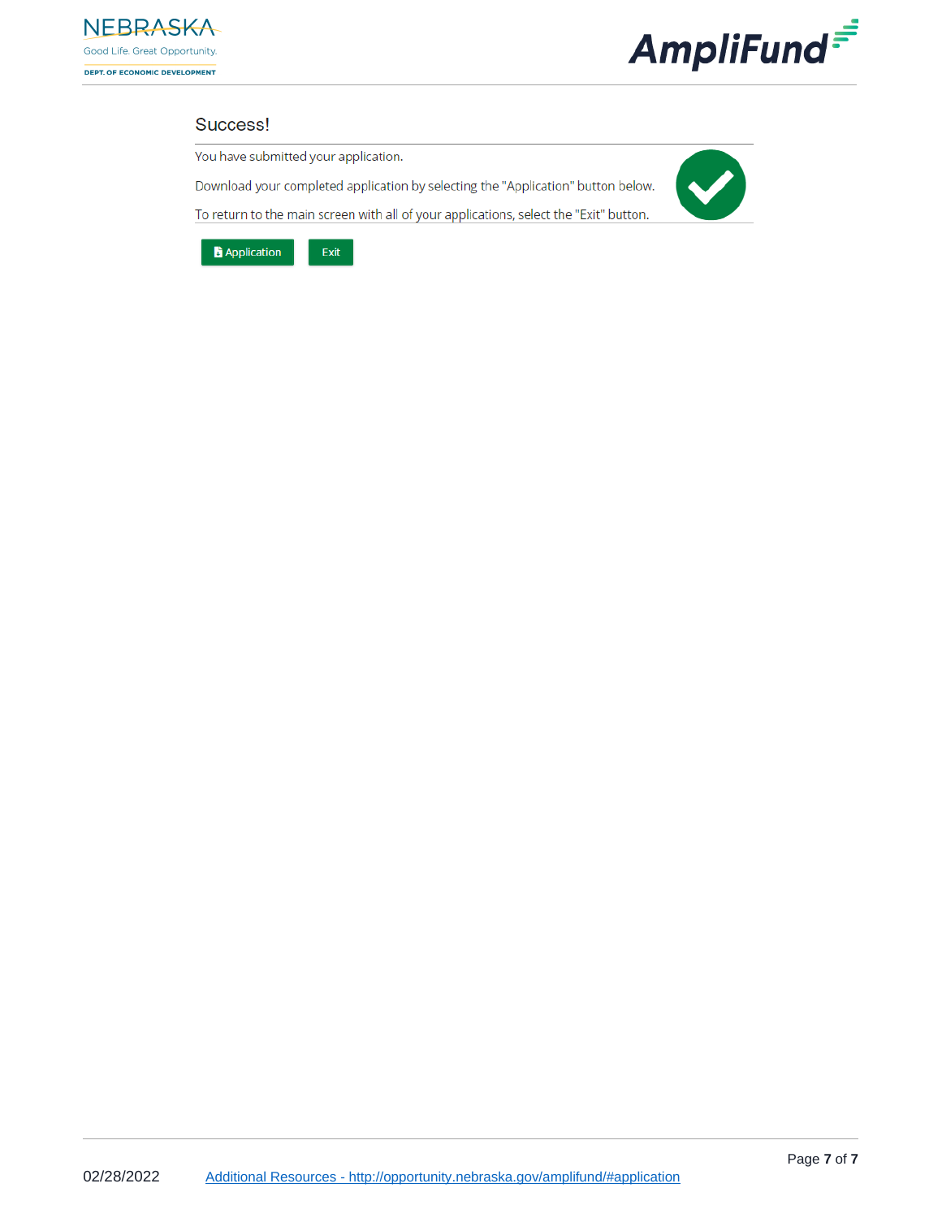## Success!

You have submitted your application.

Download your completed application by selecting the "Application" button below.

To return to the main screen with all of your applications, select the "Exit" button.

Application    Exit